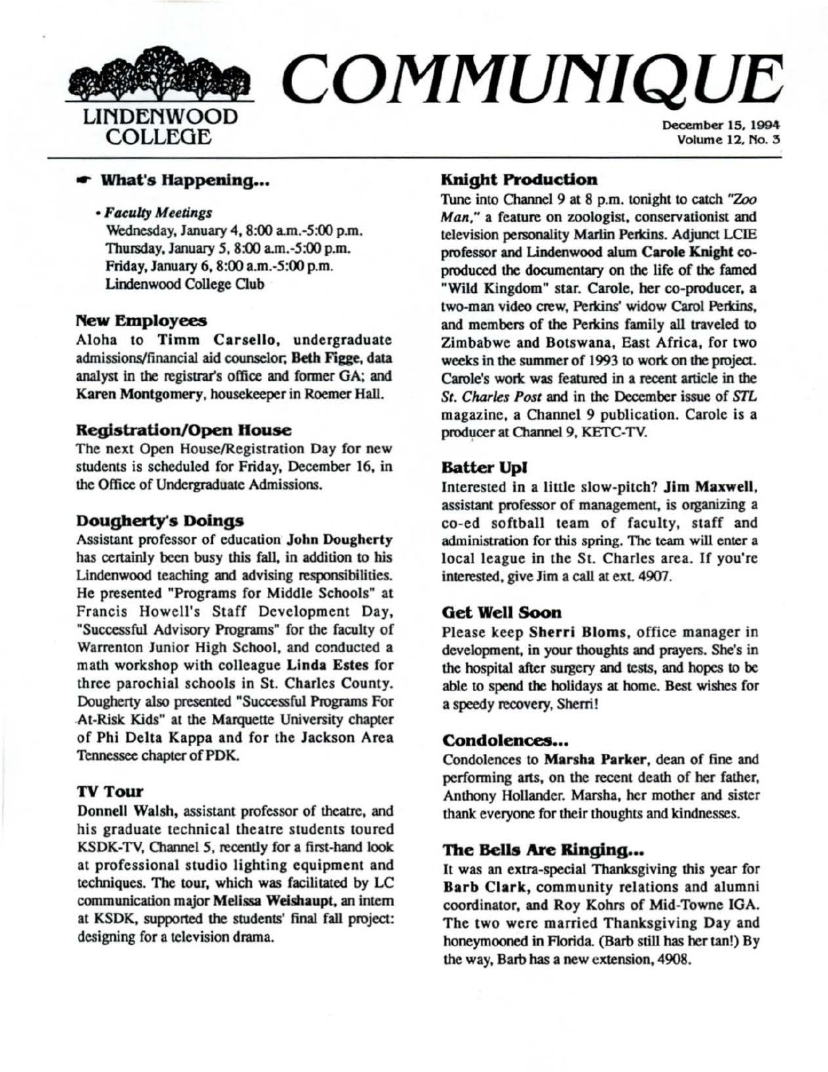# COMMUNIQUE

LINDENWOOD COLLEGE

December 15, 1994
Volume 12, No. 3

## What's Happening...

- *Faculty Meetings*
  Wednesday, January 4, 8:00 a.m.-5:00 p.m.
  Thursday, January 5, 8:00 a.m.-5:00 p.m.
  Friday, January 6, 8:00 a.m.-5:00 p.m.
  Lindenwood College Club

### New Employees

Aloha to **Timm Carsello**, undergraduate admissions/financial aid counselor; **Beth Figge**, data analyst in the registrar's office and former GA; and **Karen Montgomery**, housekeeper in Roemer Hall.

### Registration/Open House

The next Open House/Registration Day for new students is scheduled for Friday, December 16, in the Office of Undergraduate Admissions.

### Dougherty's Doings

Assistant professor of education **John Dougherty** has certainly been busy this fall, in addition to his Lindenwood teaching and advising responsibilities. He presented "Programs for Middle Schools" at Francis Howell's Staff Development Day, "Successful Advisory Programs" for the faculty of Warrenton Junior High School, and conducted a math workshop with colleague **Linda Estes** for three parochial schools in St. Charles County. Dougherty also presented "Successful Programs For At-Risk Kids" at the Marquette University chapter of Phi Delta Kappa and for the Jackson Area Tennessee chapter of PDK.

### TV Tour

**Donnell Walsh**, assistant professor of theatre, and his graduate technical theatre students toured KSDK-TV, Channel 5, recently for a first-hand look at professional studio lighting equipment and techniques. The tour, which was facilitated by LC communication major **Melissa Weishaupt**, an intern at KSDK, supported the students' final fall project: designing for a television drama.

### Knight Production

Tune into Channel 9 at 8 p.m. tonight to catch *"Zoo Man,"* a feature on zoologist, conservationist and television personality Marlin Perkins. Adjunct LCIE professor and Lindenwood alum **Carole Knight** co-produced the documentary on the life of the famed "Wild Kingdom" star. Carole, her co-producer, a two-man video crew, Perkins' widow Carol Perkins, and members of the Perkins family all traveled to Zimbabwe and Botswana, East Africa, for two weeks in the summer of 1993 to work on the project. Carole's work was featured in a recent article in the *St. Charles Post* and in the December issue of *STL* magazine, a Channel 9 publication. Carole is a producer at Channel 9, KETC-TV.

### Batter Up!

Interested in a little slow-pitch? **Jim Maxwell**, assistant professor of management, is organizing a co-ed softball team of faculty, staff and administration for this spring. The team will enter a local league in the St. Charles area. If you're interested, give Jim a call at ext. 4907.

### Get Well Soon

Please keep **Sherri Bloms**, office manager in development, in your thoughts and prayers. She's in the hospital after surgery and tests, and hopes to be able to spend the holidays at home. Best wishes for a speedy recovery, Sherri!

### Condolences...

Condolences to **Marsha Parker**, dean of fine and performing arts, on the recent death of her father, Anthony Hollander. Marsha, her mother and sister thank everyone for their thoughts and kindnesses.

### The Bells Are Ringing...

It was an extra-special Thanksgiving this year for **Barb Clark**, community relations and alumni coordinator, and Roy Kohrs of Mid-Towne IGA. The two were married Thanksgiving Day and honeymooned in Florida. (Barb still has her tan!) By the way, Barb has a new extension, 4908.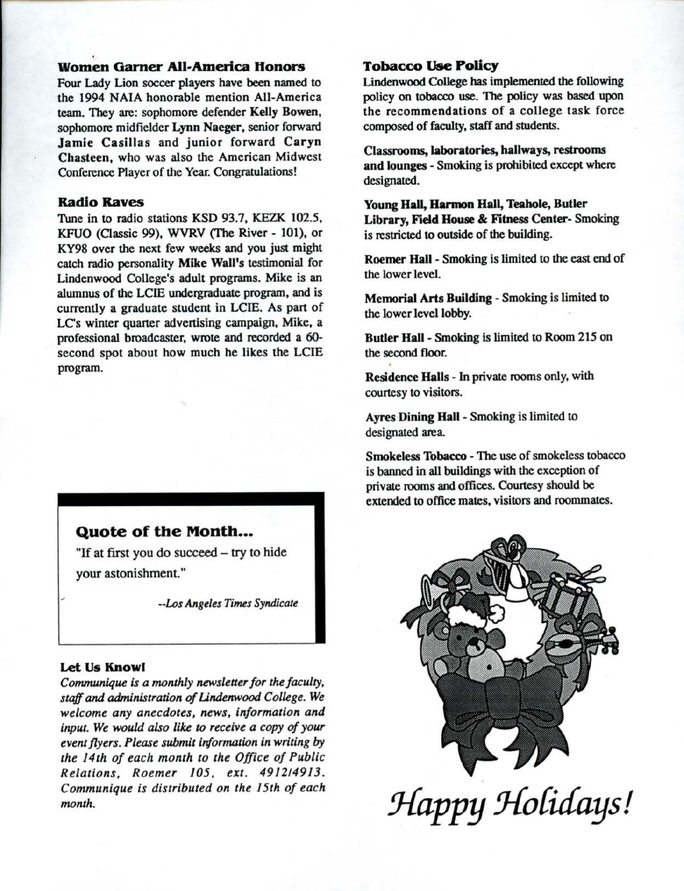### Women Garner All-America Honors

Four Lady Lion soccer players have been named to the 1994 NAIA honorable mention All-America team. They are: sophomore defender **Kelly Bowen**, sophomore midfielder **Lynn Naeger**, senior forward **Jamie Casillas** and junior forward **Caryn Chasteen**, who was also the American Midwest Conference Player of the Year. Congratulations!

### Radio Raves

Tune in to radio stations KSD 93.7, KEZK 102.5, KFUO (Classic 99), WVRV (The River - 101), or KY98 over the next few weeks and you just might catch radio personality **Mike Wall's** testimonial for Lindenwood College's adult programs. Mike is an alumnus of the LCIE undergraduate program, and is currently a graduate student in LCIE. As part of LC's winter quarter advertising campaign, Mike, a professional broadcaster, wrote and recorded a 60-second spot about how much he likes the LCIE program.

### Quote of the Month...

"If at first you do succeed – try to hide your astonishment."

*--Los Angeles Times Syndicate*

### Let Us Know!

*Communique is a monthly newsletter for the faculty, staff and administration of Lindenwood College. We welcome any anecdotes, news, information and input. We would also like to receive a copy of your event flyers. Please submit information in writing by the 14th of each month to the Office of Public Relations, Roemer 105, ext. 4912/4913. Communique is distributed on the 15th of each month.*

### Tobacco Use Policy

Lindenwood College has implemented the following policy on tobacco use. The policy was based upon the recommendations of a college task force composed of faculty, staff and students.

**Classrooms, laboratories, hallways, restrooms and lounges** - Smoking is prohibited except where designated.

**Young Hall, Harmon Hall, Teahole, Butler Library, Field House & Fitness Center**- Smoking is restricted to outside of the building.

**Roemer Hall** - Smoking is limited to the east end of the lower level.

**Memorial Arts Building** - Smoking is limited to the lower level lobby.

**Butler Hall** - Smoking is limited to Room 215 on the second floor.

**Residence Halls** - In private rooms only, with courtesy to visitors.

**Ayres Dining Hall** - Smoking is limited to designated area.

**Smokeless Tobacco** - The use of smokeless tobacco is banned in all buildings with the exception of private rooms and offices. Courtesy should be extended to office mates, visitors and roommates.

*Happy Holidays!*